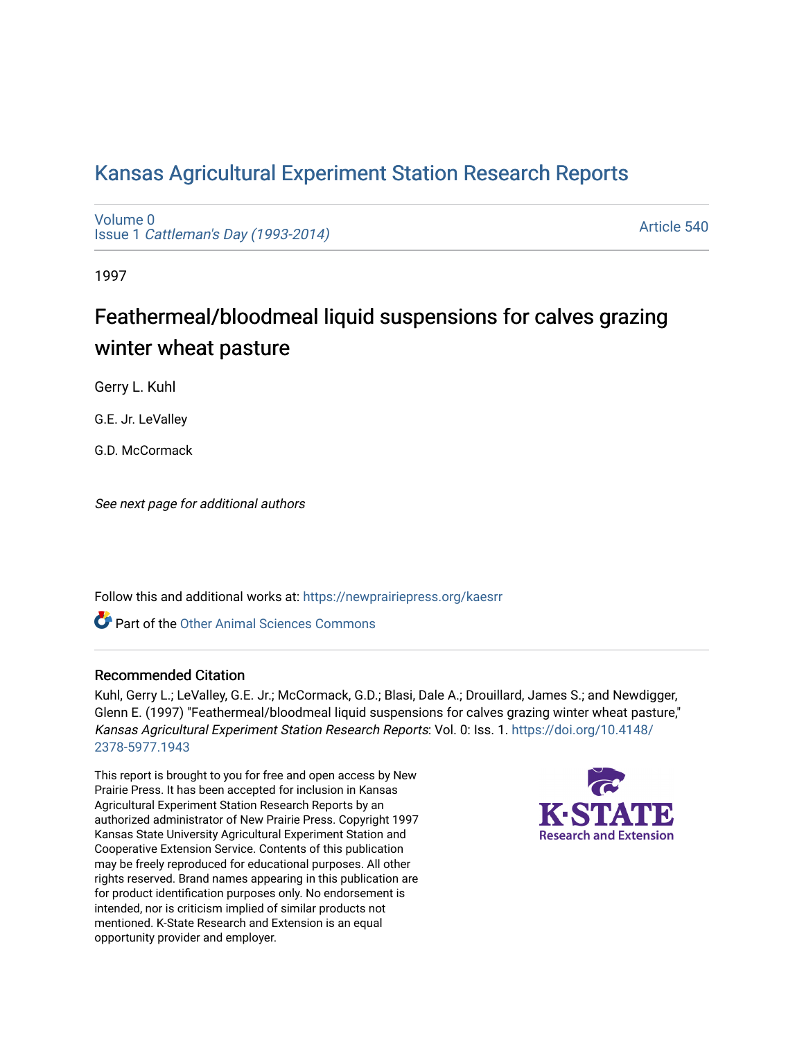# Kansas Agricultural Experiment Station Research Reports

Volume 0
Issue 1 *Cattleman's Day (1993-2014)*

Article 540

1997

## Feathermeal/bloodmeal liquid suspensions for calves grazing winter wheat pasture

Gerry L. Kuhl

G.E. Jr. LeValley

G.D. McCormack

*See next page for additional authors*

Follow this and additional works at: https://newprairiepress.org/kaesrr

Part of the Other Animal Sciences Commons

### Recommended Citation

Kuhl, Gerry L.; LeValley, G.E. Jr.; McCormack, G.D.; Blasi, Dale A.; Drouillard, James S.; and Newdigger, Glenn E. (1997) "Feathermeal/bloodmeal liquid suspensions for calves grazing winter wheat pasture," *Kansas Agricultural Experiment Station Research Reports*: Vol. 0: Iss. 1. https://doi.org/10.4148/2378-5977.1943

This report is brought to you for free and open access by New Prairie Press. It has been accepted for inclusion in Kansas Agricultural Experiment Station Research Reports by an authorized administrator of New Prairie Press. Copyright 1997 Kansas State University Agricultural Experiment Station and Cooperative Extension Service. Contents of this publication may be freely reproduced for educational purposes. All other rights reserved. Brand names appearing in this publication are for product identification purposes only. No endorsement is intended, nor is criticism implied of similar products not mentioned. K-State Research and Extension is an equal opportunity provider and employer.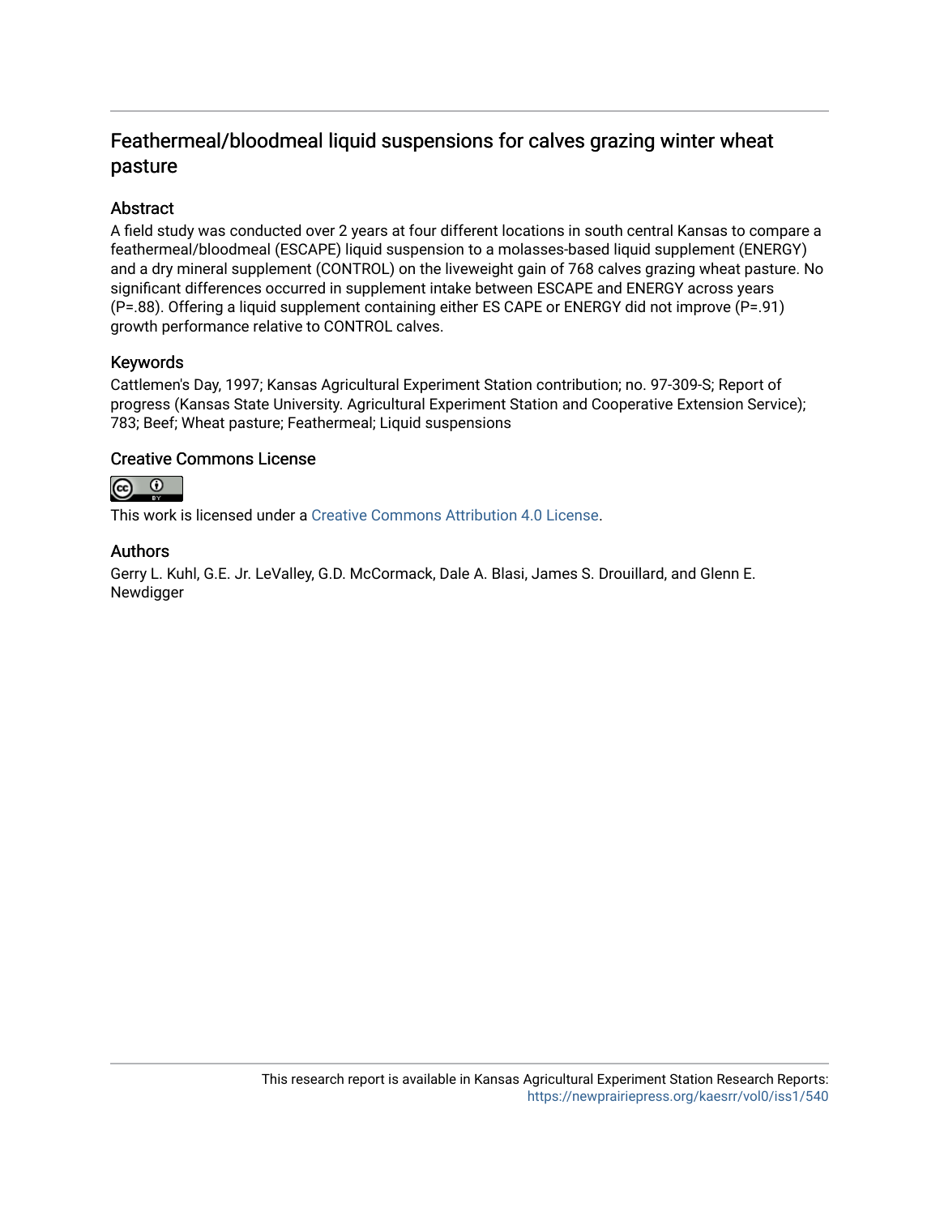# Feathermeal/bloodmeal liquid suspensions for calves grazing winter wheat pasture

## Abstract

A field study was conducted over 2 years at four different locations in south central Kansas to compare a feathermeal/bloodmeal (ESCAPE) liquid suspension to a molasses-based liquid supplement (ENERGY) and a dry mineral supplement (CONTROL) on the liveweight gain of 768 calves grazing wheat pasture. No significant differences occurred in supplement intake between ESCAPE and ENERGY across years (P=.88). Offering a liquid supplement containing either ES CAPE or ENERGY did not improve (P=.91) growth performance relative to CONTROL calves.

## Keywords

Cattlemen's Day, 1997; Kansas Agricultural Experiment Station contribution; no. 97-309-S; Report of progress (Kansas State University. Agricultural Experiment Station and Cooperative Extension Service); 783; Beef; Wheat pasture; Feathermeal; Liquid suspensions

## Creative Commons License

This work is licensed under a Creative Commons Attribution 4.0 License.

## Authors

Gerry L. Kuhl, G.E. Jr. LeValley, G.D. McCormack, Dale A. Blasi, James S. Drouillard, and Glenn E. Newdigger

This research report is available in Kansas Agricultural Experiment Station Research Reports: https://newprairiepress.org/kaesrr/vol0/iss1/540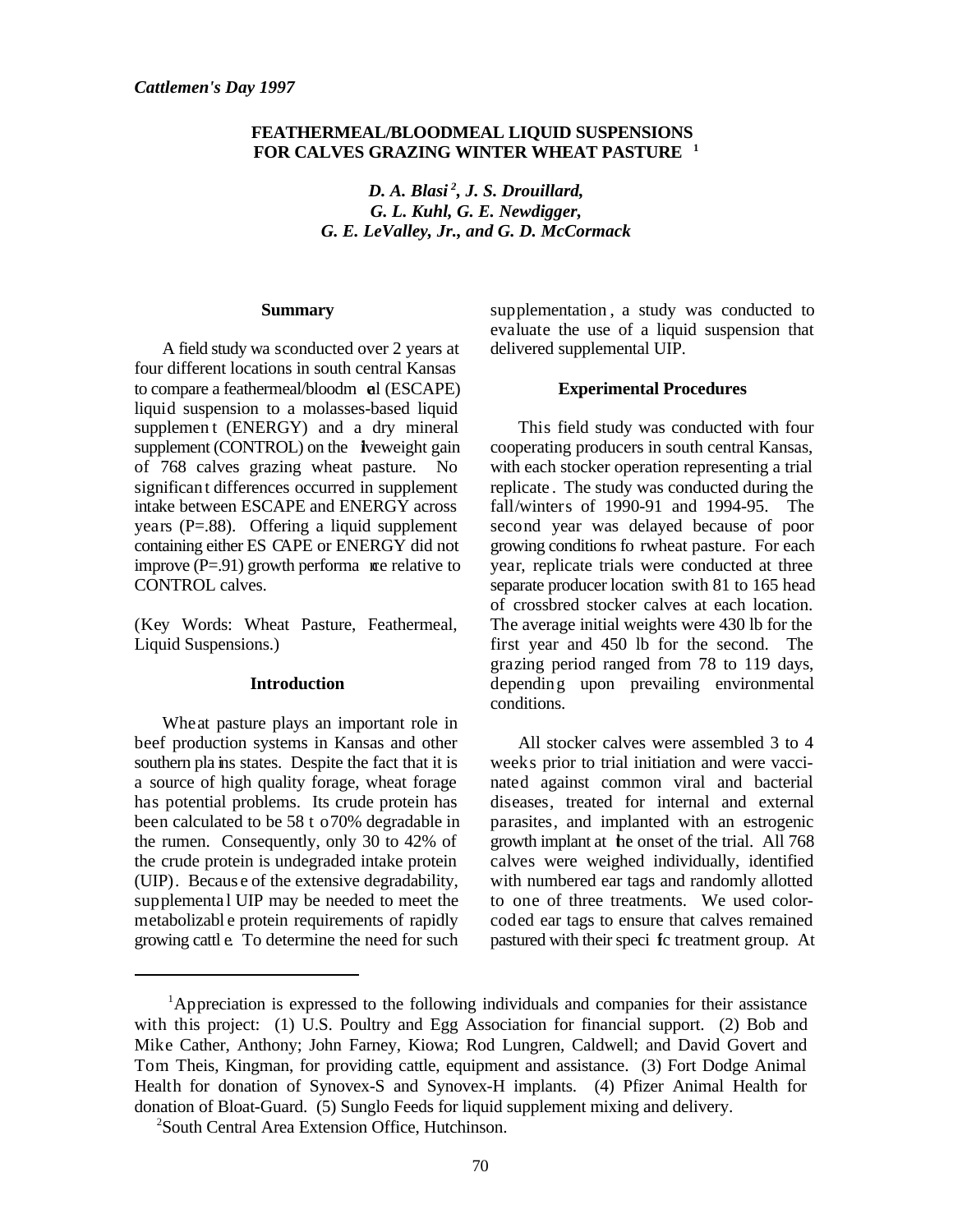*Cattlemen's Day 1997*

# FEATHERMEAL/BLOODMEAL LIQUID SUSPENSIONS FOR CALVES GRAZING WINTER WHEAT PASTURE [1]

*D. A. Blasi [2], J. S. Drouillard, G. L. Kuhl, G. E. Newdigger, G. E. LeValley, Jr., and G. D. McCormack*

## Summary

A field study was conducted over 2 years at four different locations in south central Kansas to compare a feathermeal/bloodmeal (ESCAPE) liquid suspension to a molasses-based liquid supplement (ENERGY) and a dry mineral supplement (CONTROL) on the liveweight gain of 768 calves grazing wheat pasture. No significant differences occurred in supplement intake between ESCAPE and ENERGY across years (P=.88). Offering a liquid supplement containing either ESCAPE or ENERGY did not improve (P=.91) growth performance relative to CONTROL calves.

(Key Words: Wheat Pasture, Feathermeal, Liquid Suspensions.)

## Introduction

Wheat pasture plays an important role in beef production systems in Kansas and other southern plains states. Despite the fact that it is a source of high quality forage, wheat forage has potential problems. Its crude protein has been calculated to be 58 to 70% degradable in the rumen. Consequently, only 30 to 42% of the crude protein is undegraded intake protein (UIP). Because of the extensive degradability, supplemental UIP may be needed to meet the metabolizable protein requirements of rapidly growing cattle. To determine the need for such supplementation, a study was conducted to evaluate the use of a liquid suspension that delivered supplemental UIP.

## Experimental Procedures

This field study was conducted with four cooperating producers in south central Kansas, with each stocker operation representing a trial replicate. The study was conducted during the fall/winters of 1990-91 and 1994-95. The second year was delayed because of poor growing conditions for wheat pasture. For each year, replicate trials were conducted at three separate producer locations with 81 to 165 head of crossbred stocker calves at each location. The average initial weights were 430 lb for the first year and 450 lb for the second. The grazing period ranged from 78 to 119 days, depending upon prevailing environmental conditions.

All stocker calves were assembled 3 to 4 weeks prior to trial initiation and were vaccinated against common viral and bacterial diseases, treated for internal and external parasites, and implanted with an estrogenic growth implant at the onset of the trial. All 768 calves were weighed individually, identified with numbered ear tags and randomly allotted to one of three treatments. We used color-coded ear tags to ensure that calves remained pastured with their specific treatment group. At

---

[1] Appreciation is expressed to the following individuals and companies for their assistance with this project: (1) U.S. Poultry and Egg Association for financial support. (2) Bob and Mike Cather, Anthony; John Farney, Kiowa; Rod Lungren, Caldwell; and David Govert and Tom Theis, Kingman, for providing cattle, equipment and assistance. (3) Fort Dodge Animal Health for donation of Synovex-S and Synovex-H implants. (4) Pfizer Animal Health for donation of Bloat-Guard. (5) Sunglo Feeds for liquid supplement mixing and delivery.

[2] South Central Area Extension Office, Hutchinson.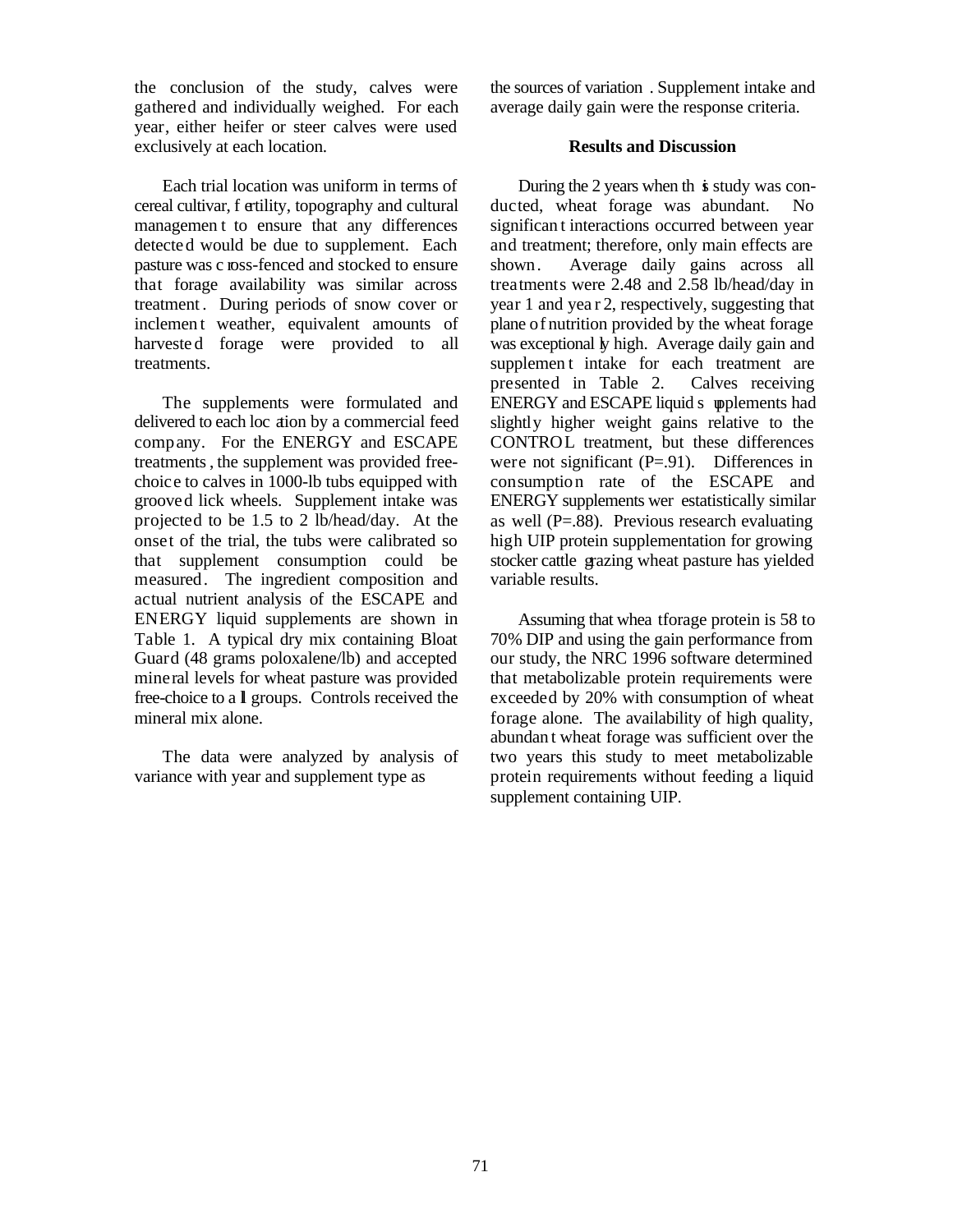the conclusion of the study, calves were gathered and individually weighed. For each year, either heifer or steer calves were used exclusively at each location.

Each trial location was uniform in terms of cereal cultivar, fertility, topography and cultural management to ensure that any differences detected would be due to supplement. Each pasture was cross-fenced and stocked to ensure that forage availability was similar across treatment. During periods of snow cover or inclement weather, equivalent amounts of harvested forage were provided to all treatments.

The supplements were formulated and delivered to each location by a commercial feed company. For the ENERGY and ESCAPE treatments, the supplement was provided free-choice to calves in 1000-lb tubs equipped with grooved lick wheels. Supplement intake was projected to be 1.5 to 2 lb/head/day. At the onset of the trial, the tubs were calibrated so that supplement consumption could be measured. The ingredient composition and actual nutrient analysis of the ESCAPE and ENERGY liquid supplements are shown in Table 1. A typical dry mix containing Bloat Guard (48 grams poloxalene/lb) and accepted mineral levels for wheat pasture was provided free-choice to all groups. Controls received the mineral mix alone.

The data were analyzed by analysis of variance with year and supplement type as the sources of variation. Supplement intake and average daily gain were the response criteria.

## Results and Discussion

During the 2 years when this study was conducted, wheat forage was abundant. No significant interactions occurred between year and treatment; therefore, only main effects are shown. Average daily gains across all treatments were 2.48 and 2.58 lb/head/day in year 1 and year 2, respectively, suggesting that plane of nutrition provided by the wheat forage was exceptionally high. Average daily gain and supplement intake for each treatment are presented in Table 2. Calves receiving ENERGY and ESCAPE liquid supplements had slightly higher weight gains relative to the CONTROL treatment, but these differences were not significant (P=.91). Differences in consumption rate of the ESCAPE and ENERGY supplements wer estatistically similar as well (P=.88). Previous research evaluating high UIP protein supplementation for growing stocker cattle grazing wheat pasture has yielded variable results.

Assuming that wheat forage protein is 58 to 70% DIP and using the gain performance from our study, the NRC 1996 software determined that metabolizable protein requirements were exceeded by 20% with consumption of wheat forage alone. The availability of high quality, abundant wheat forage was sufficient over the two years this study to meet metabolizable protein requirements without feeding a liquid supplement containing UIP.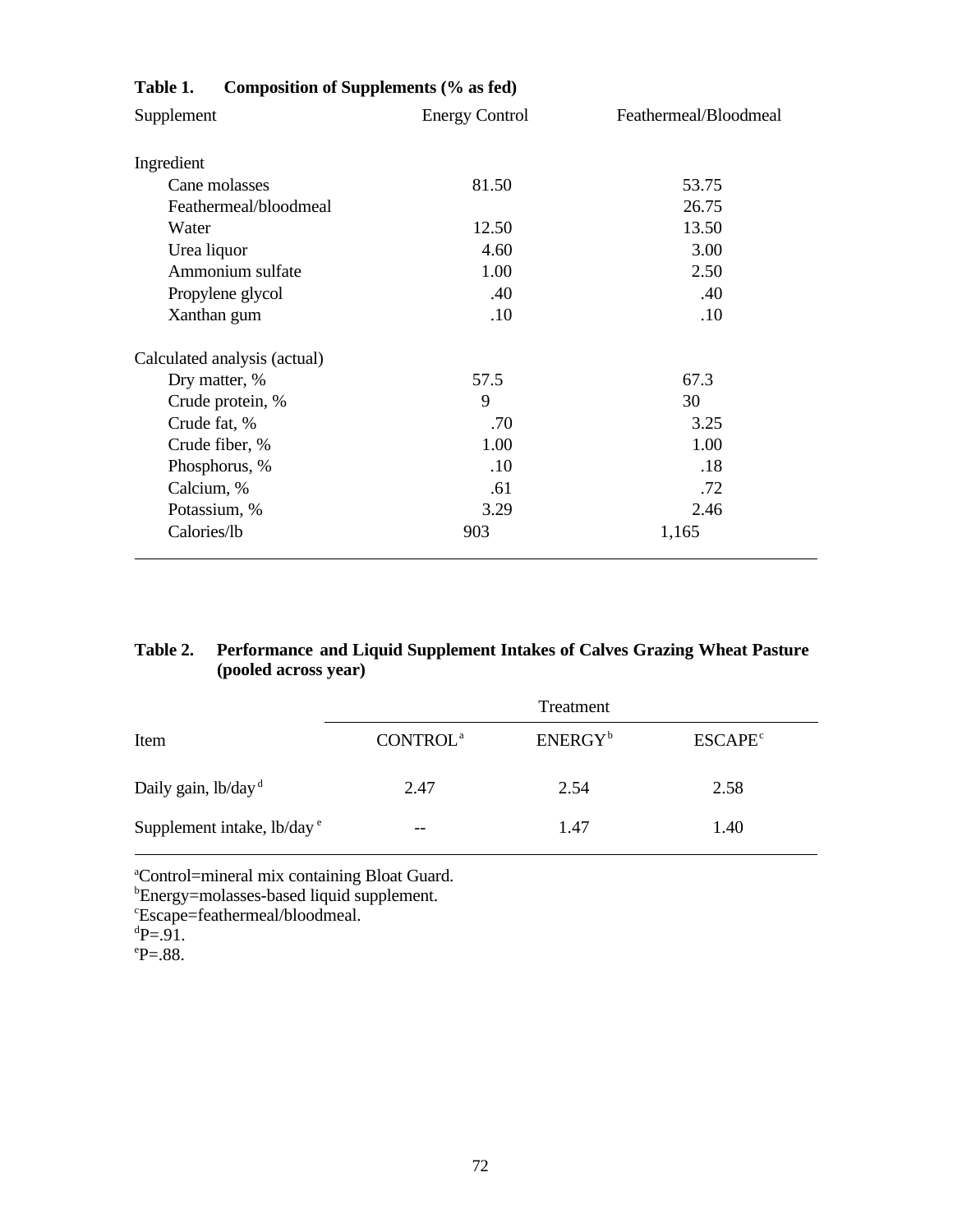**Table 1. Composition of Supplements (% as fed)**

| Supplement | Energy Control | Feathermeal/Bloodmeal |
|---|---|---|
| Ingredient | | |
| Cane molasses | 81.50 | 53.75 |
| Feathermeal/bloodmeal | | 26.75 |
| Water | 12.50 | 13.50 |
| Urea liquor | 4.60 | 3.00 |
| Ammonium sulfate | 1.00 | 2.50 |
| Propylene glycol | .40 | .40 |
| Xanthan gum | .10 | .10 |
| Calculated analysis (actual) | | |
| Dry matter, % | 57.5 | 67.3 |
| Crude protein, % | 9 | 30 |
| Crude fat, % | .70 | 3.25 |
| Crude fiber, % | 1.00 | 1.00 |
| Phosphorus, % | .10 | .18 |
| Calcium, % | .61 | .72 |
| Potassium, % | 3.29 | 2.46 |
| Calories/lb | 903 | 1,165 |

**Table 2. Performance and Liquid Supplement Intakes of Calves Grazing Wheat Pasture (pooled across year)**

| | Treatment | | |
|---|---|---|---|
| Item | CONTROL[a] | ENERGY[b] | ESCAPE[c] |
| Daily gain, lb/day[d] | 2.47 | 2.54 | 2.58 |
| Supplement intake, lb/day[e] | -- | 1.47 | 1.40 |

[a]Control=mineral mix containing Bloat Guard.
[b]Energy=molasses-based liquid supplement.
[c]Escape=feathermeal/bloodmeal.
[d]$P=.91$.
[e]$P=.88$.